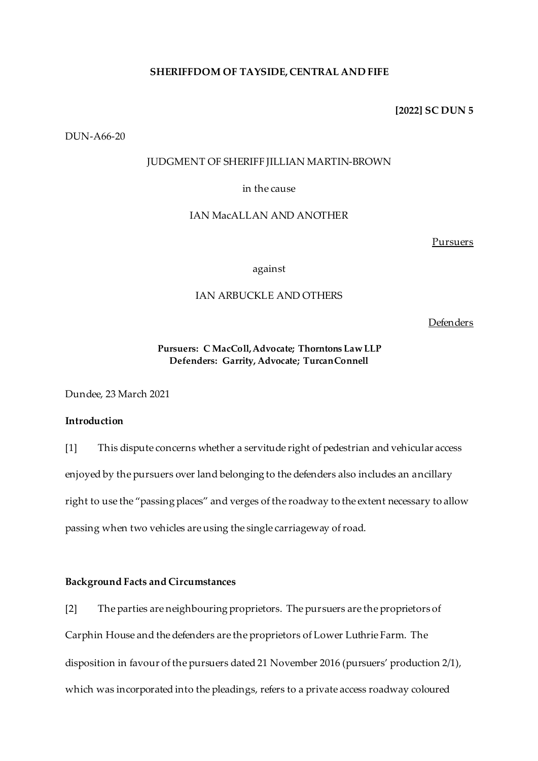**SHERIFFDOM OF TAYSIDE, CENTRAL AND FIFE**

**[2022] SC DUN 5**

DUN-A66-20

JUDGMENT OF SHERIFF JILLIAN MARTIN-BROWN

in the cause

IAN MacALLAN AND ANOTHER

Pursuers

against

IAN ARBUCKLE AND OTHERS

Defenders

**Pursuers: C MacColl, Advocate; Thorntons Law LLP**
**Defenders: Garrity, Advocate; Turcan Connell**

Dundee, 23 March 2021

**Introduction**

[1] This dispute concerns whether a servitude right of pedestrian and vehicular access enjoyed by the pursuers over land belonging to the defenders also includes an ancillary right to use the "passing places" and verges of the roadway to the extent necessary to allow passing when two vehicles are using the single carriageway of road.

**Background Facts and Circumstances**

[2] The parties are neighbouring proprietors. The pursuers are the proprietors of Carphin House and the defenders are the proprietors of Lower Luthrie Farm. The disposition in favour of the pursuers dated 21 November 2016 (pursuers' production 2/1), which was incorporated into the pleadings, refers to a private access roadway coloured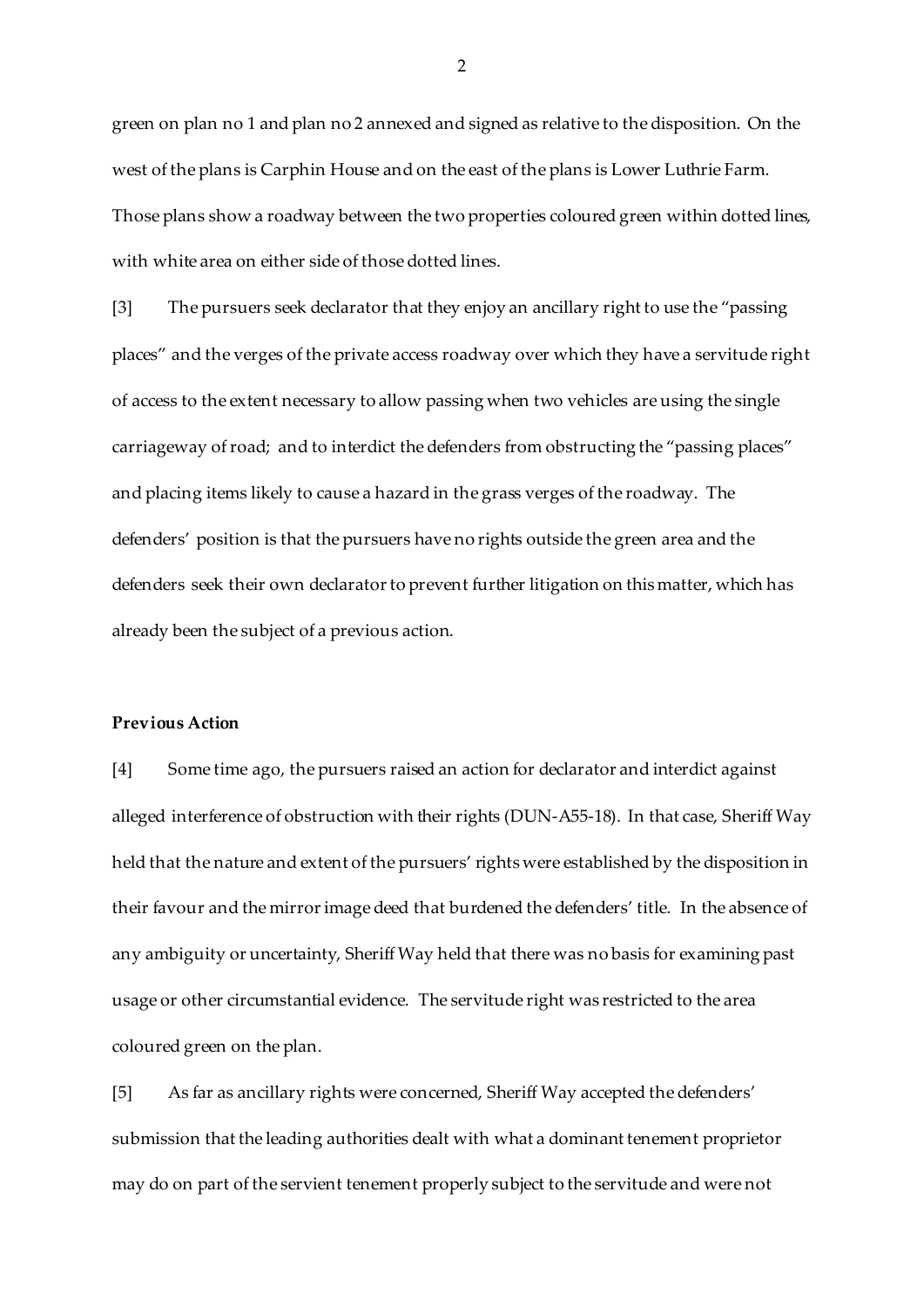green on plan no 1 and plan no 2 annexed and signed as relative to the disposition. On the west of the plans is Carphin House and on the east of the plans is Lower Luthrie Farm. Those plans show a roadway between the two properties coloured green within dotted lines, with white area on either side of those dotted lines.

[3] The pursuers seek declarator that they enjoy an ancillary right to use the "passing places" and the verges of the private access roadway over which they have a servitude right of access to the extent necessary to allow passing when two vehicles are using the single carriageway of road; and to interdict the defenders from obstructing the "passing places" and placing items likely to cause a hazard in the grass verges of the roadway. The defenders' position is that the pursuers have no rights outside the green area and the defenders seek their own declarator to prevent further litigation on this matter, which has already been the subject of a previous action.

**Previous Action**

[4] Some time ago, the pursuers raised an action for declarator and interdict against alleged interference of obstruction with their rights (DUN-A55-18). In that case, Sheriff Way held that the nature and extent of the pursuers' rights were established by the disposition in their favour and the mirror image deed that burdened the defenders' title. In the absence of any ambiguity or uncertainty, Sheriff Way held that there was no basis for examining past usage or other circumstantial evidence. The servitude right was restricted to the area coloured green on the plan.

[5] As far as ancillary rights were concerned, Sheriff Way accepted the defenders' submission that the leading authorities dealt with what a dominant tenement proprietor may do on part of the servient tenement properly subject to the servitude and were not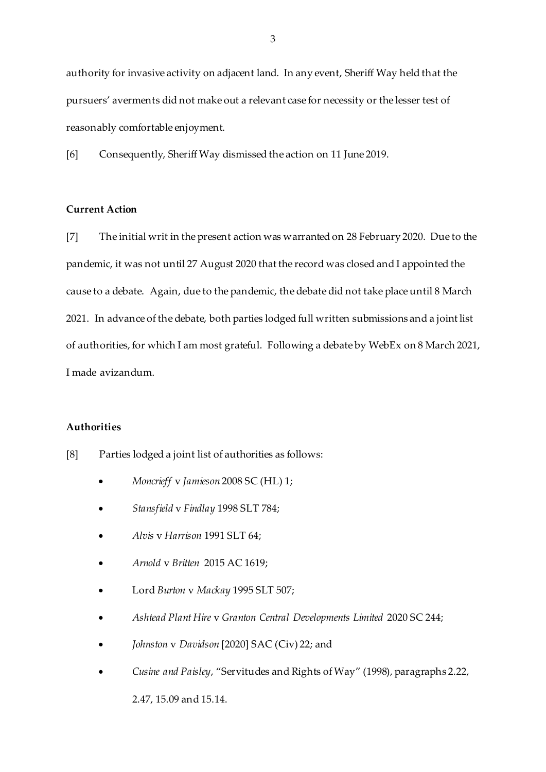authority for invasive activity on adjacent land. In any event, Sheriff Way held that the pursuers' averments did not make out a relevant case for necessity or the lesser test of reasonably comfortable enjoyment.

[6] Consequently, Sheriff Way dismissed the action on 11 June 2019.

**Current Action**

[7] The initial writ in the present action was warranted on 28 February 2020. Due to the pandemic, it was not until 27 August 2020 that the record was closed and I appointed the cause to a debate. Again, due to the pandemic, the debate did not take place until 8 March 2021. In advance of the debate, both parties lodged full written submissions and a joint list of authorities, for which I am most grateful. Following a debate by WebEx on 8 March 2021, I made avizandum.

**Authorities**

[8] Parties lodged a joint list of authorities as follows:

- *Moncrieff* v *Jamieson* 2008 SC (HL) 1;
- *Stansfield* v *Findlay* 1998 SLT 784;
- *Alvis* v *Harrison* 1991 SLT 64;
- *Arnold* v *Britten* 2015 AC 1619;
- Lord *Burton* v *Mackay* 1995 SLT 507;
- *Ashtead Plant Hire* v *Granton Central Developments Limited* 2020 SC 244;
- *Johnston* v *Davidson* [2020] SAC (Civ) 22; and
- *Cusine and Paisley*, "Servitudes and Rights of Way" (1998), paragraphs 2.22, 2.47, 15.09 and 15.14.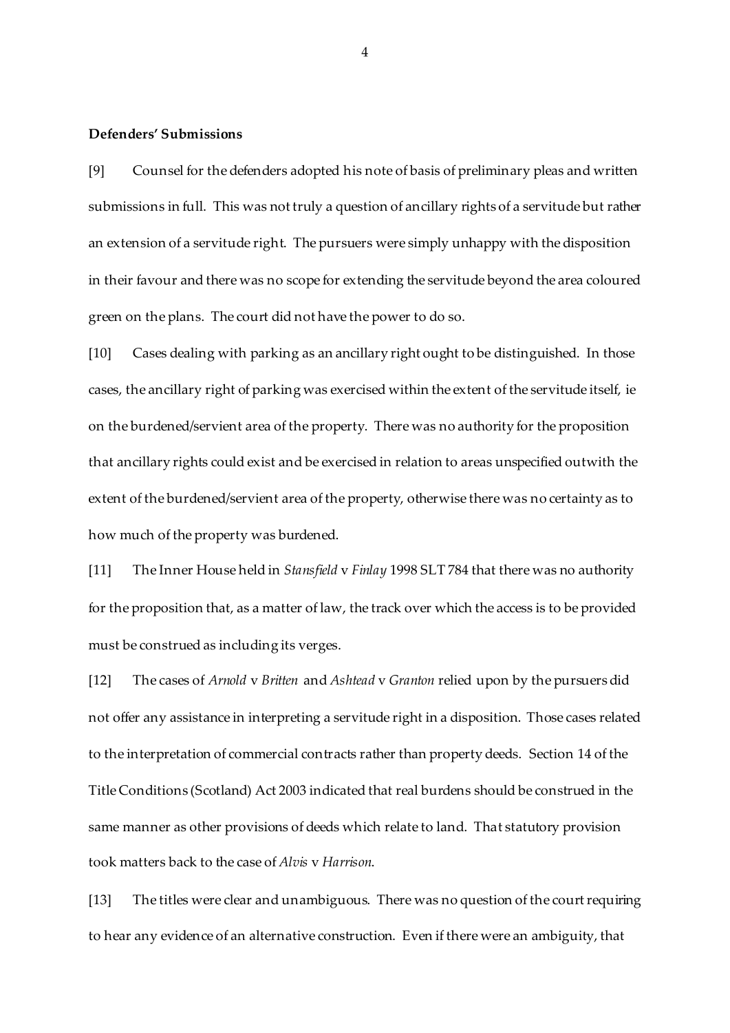**Defenders' Submissions**

[9] Counsel for the defenders adopted his note of basis of preliminary pleas and written submissions in full. This was not truly a question of ancillary rights of a servitude but rather an extension of a servitude right. The pursuers were simply unhappy with the disposition in their favour and there was no scope for extending the servitude beyond the area coloured green on the plans. The court did not have the power to do so.

[10] Cases dealing with parking as an ancillary right ought to be distinguished. In those cases, the ancillary right of parking was exercised within the extent of the servitude itself, ie on the burdened/servient area of the property. There was no authority for the proposition that ancillary rights could exist and be exercised in relation to areas unspecified outwith the extent of the burdened/servient area of the property, otherwise there was no certainty as to how much of the property was burdened.

[11] The Inner House held in *Stansfield* v *Finlay* 1998 SLT 784 that there was no authority for the proposition that, as a matter of law, the track over which the access is to be provided must be construed as including its verges.

[12] The cases of *Arnold* v *Britten* and *Ashtead* v *Granton* relied upon by the pursuers did not offer any assistance in interpreting a servitude right in a disposition. Those cases related to the interpretation of commercial contracts rather than property deeds. Section 14 of the Title Conditions (Scotland) Act 2003 indicated that real burdens should be construed in the same manner as other provisions of deeds which relate to land. That statutory provision took matters back to the case of *Alvis* v *Harrison*.

[13] The titles were clear and unambiguous. There was no question of the court requiring to hear any evidence of an alternative construction. Even if there were an ambiguity, that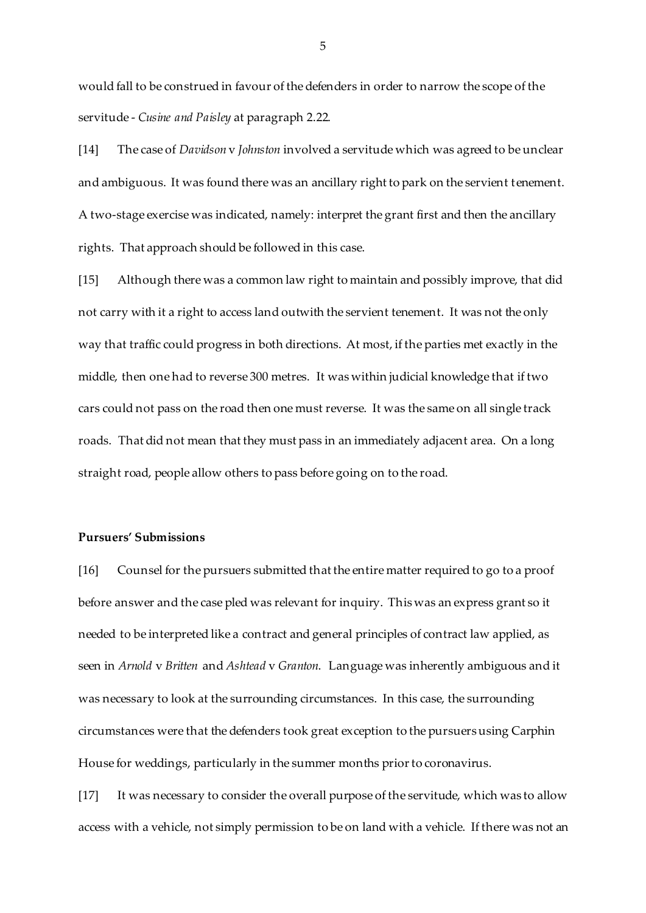would fall to be construed in favour of the defenders in order to narrow the scope of the servitude - *Cusine and Paisley* at paragraph 2.22.

[14] The case of *Davidson* v *Johnston* involved a servitude which was agreed to be unclear and ambiguous. It was found there was an ancillary right to park on the servient tenement. A two-stage exercise was indicated, namely: interpret the grant first and then the ancillary rights. That approach should be followed in this case.

[15] Although there was a common law right to maintain and possibly improve, that did not carry with it a right to access land outwith the servient tenement. It was not the only way that traffic could progress in both directions. At most, if the parties met exactly in the middle, then one had to reverse 300 metres. It was within judicial knowledge that if two cars could not pass on the road then one must reverse. It was the same on all single track roads. That did not mean that they must pass in an immediately adjacent area. On a long straight road, people allow others to pass before going on to the road.

**Pursuers' Submissions**

[16] Counsel for the pursuers submitted that the entire matter required to go to a proof before answer and the case pled was relevant for inquiry. This was an express grant so it needed to be interpreted like a contract and general principles of contract law applied, as seen in *Arnold* v *Britten* and *Ashtead* v *Granton*. Language was inherently ambiguous and it was necessary to look at the surrounding circumstances. In this case, the surrounding circumstances were that the defenders took great exception to the pursuers using Carphin House for weddings, particularly in the summer months prior to coronavirus.

[17] It was necessary to consider the overall purpose of the servitude, which was to allow access with a vehicle, not simply permission to be on land with a vehicle. If there was not an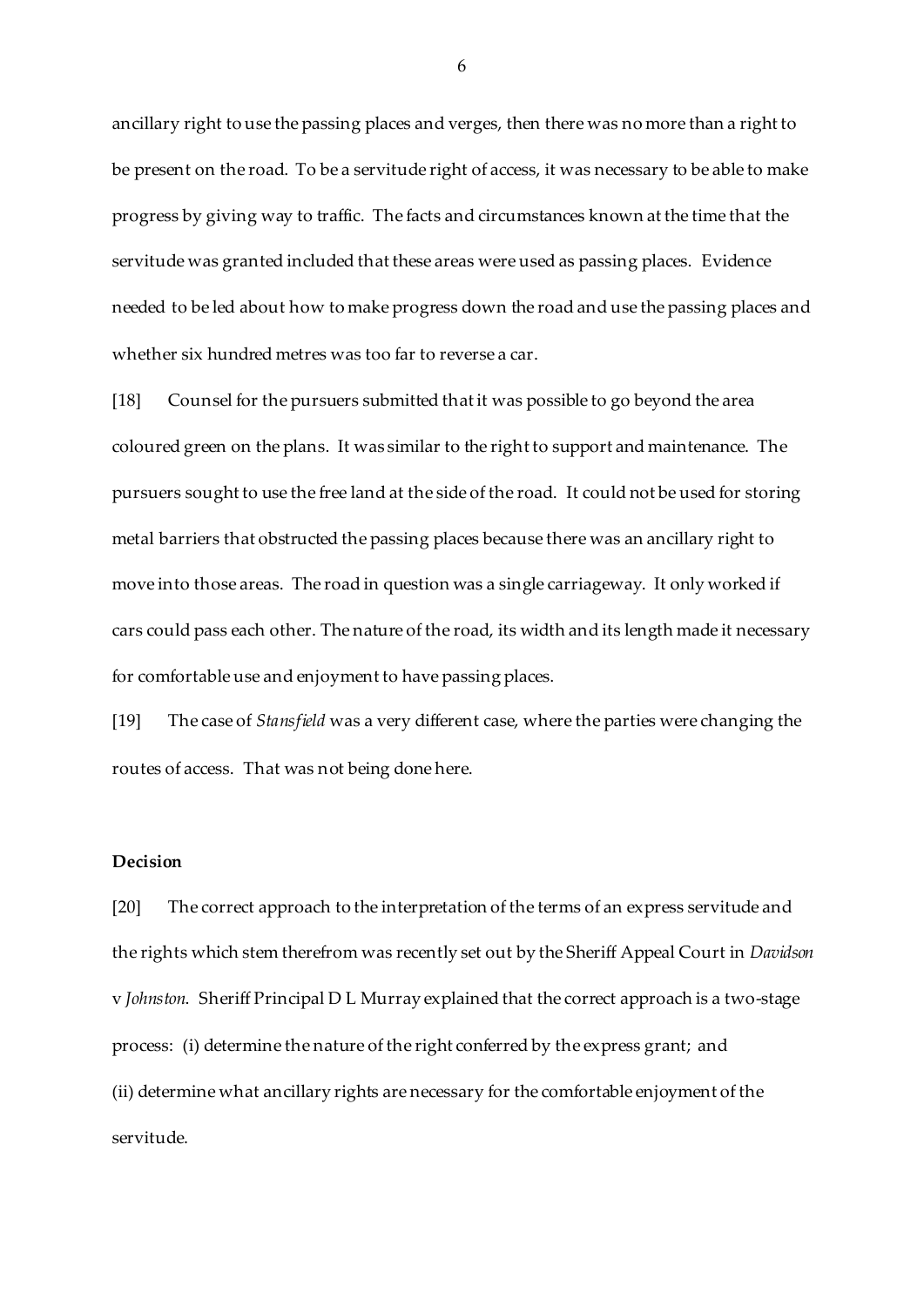ancillary right to use the passing places and verges, then there was no more than a right to be present on the road. To be a servitude right of access, it was necessary to be able to make progress by giving way to traffic. The facts and circumstances known at the time that the servitude was granted included that these areas were used as passing places. Evidence needed to be led about how to make progress down the road and use the passing places and whether six hundred metres was too far to reverse a car.

[18] Counsel for the pursuers submitted that it was possible to go beyond the area coloured green on the plans. It was similar to the right to support and maintenance. The pursuers sought to use the free land at the side of the road. It could not be used for storing metal barriers that obstructed the passing places because there was an ancillary right to move into those areas. The road in question was a single carriageway. It only worked if cars could pass each other. The nature of the road, its width and its length made it necessary for comfortable use and enjoyment to have passing places.

[19] The case of *Stansfield* was a very different case, where the parties were changing the routes of access. That was not being done here.

**Decision**

[20] The correct approach to the interpretation of the terms of an express servitude and the rights which stem therefrom was recently set out by the Sheriff Appeal Court in *Davidson* v *Johnston*. Sheriff Principal D L Murray explained that the correct approach is a two-stage process: (i) determine the nature of the right conferred by the express grant; and (ii) determine what ancillary rights are necessary for the comfortable enjoyment of the servitude.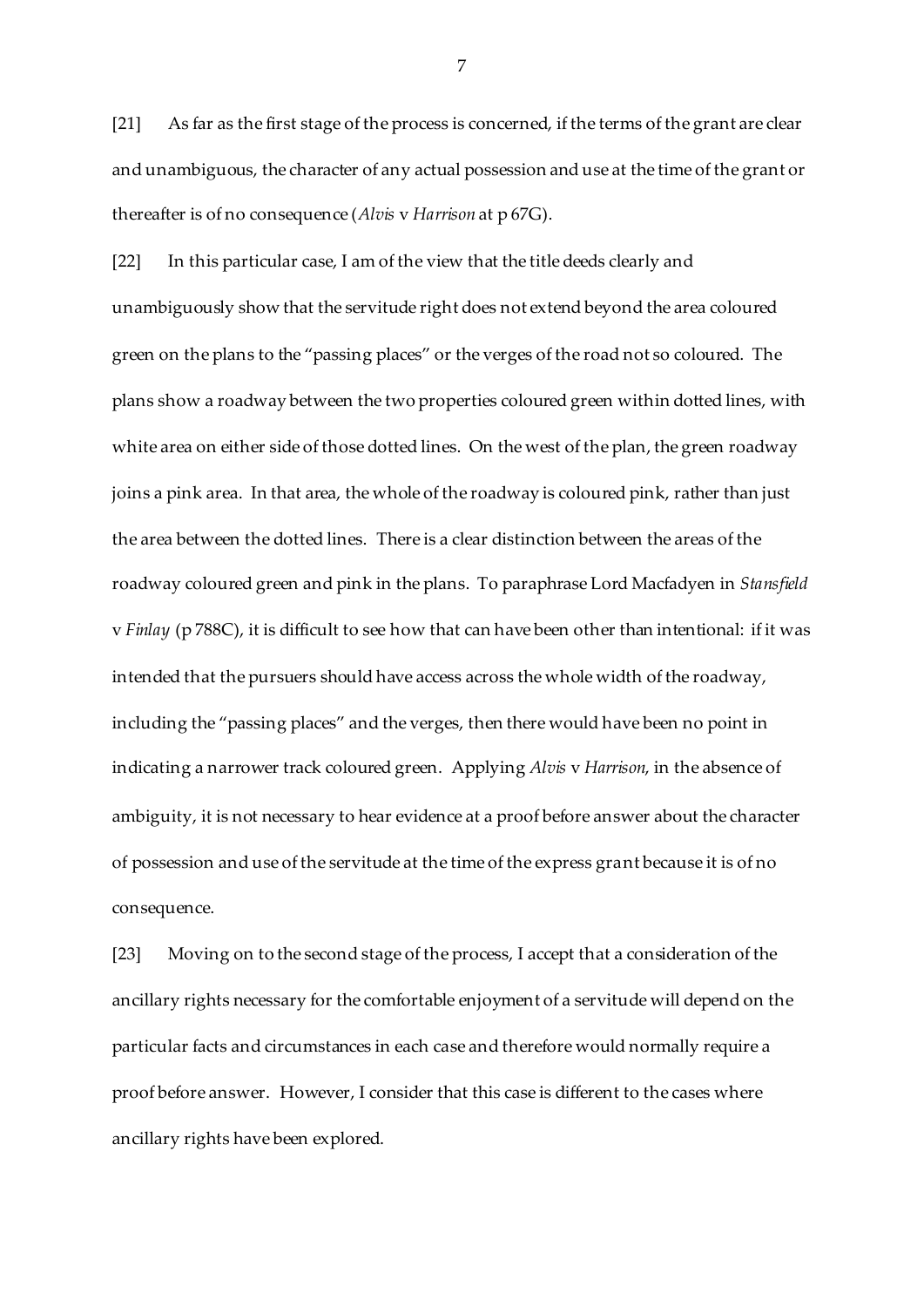[21] As far as the first stage of the process is concerned, if the terms of the grant are clear and unambiguous, the character of any actual possession and use at the time of the grant or thereafter is of no consequence (*Alvis* v *Harrison* at p 67G).

[22] In this particular case, I am of the view that the title deeds clearly and unambiguously show that the servitude right does not extend beyond the area coloured green on the plans to the "passing places" or the verges of the road not so coloured. The plans show a roadway between the two properties coloured green within dotted lines, with white area on either side of those dotted lines. On the west of the plan, the green roadway joins a pink area. In that area, the whole of the roadway is coloured pink, rather than just the area between the dotted lines. There is a clear distinction between the areas of the roadway coloured green and pink in the plans. To paraphrase Lord Macfadyen in *Stansfield* v *Finlay* (p 788C), it is difficult to see how that can have been other than intentional: if it was intended that the pursuers should have access across the whole width of the roadway, including the "passing places" and the verges, then there would have been no point in indicating a narrower track coloured green. Applying *Alvis* v *Harrison*, in the absence of ambiguity, it is not necessary to hear evidence at a proof before answer about the character of possession and use of the servitude at the time of the express grant because it is of no consequence.

[23] Moving on to the second stage of the process, I accept that a consideration of the ancillary rights necessary for the comfortable enjoyment of a servitude will depend on the particular facts and circumstances in each case and therefore would normally require a proof before answer. However, I consider that this case is different to the cases where ancillary rights have been explored.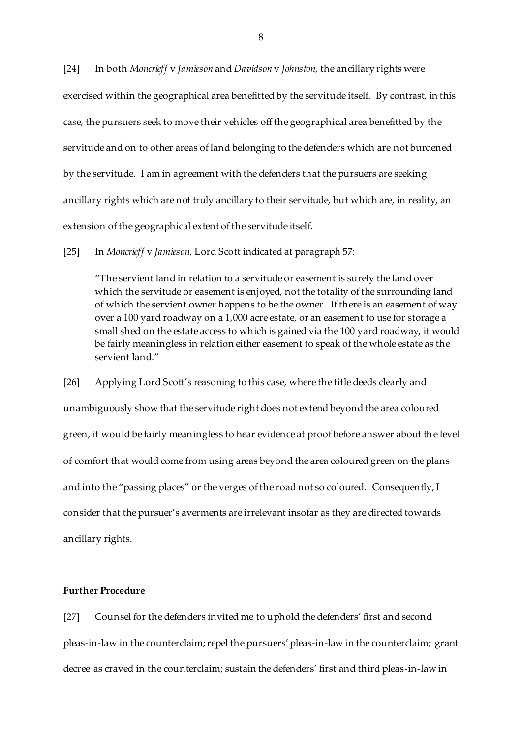[24] In both *Moncrieff* v *Jamieson* and *Davidson* v *Johnston*, the ancillary rights were exercised within the geographical area benefitted by the servitude itself. By contrast, in this case, the pursuers seek to move their vehicles off the geographical area benefitted by the servitude and on to other areas of land belonging to the defenders which are not burdened by the servitude. I am in agreement with the defenders that the pursuers are seeking ancillary rights which are not truly ancillary to their servitude, but which are, in reality, an extension of the geographical extent of the servitude itself.

[25] In *Moncrieff* v *Jamieson*, Lord Scott indicated at paragraph 57:

> "The servient land in relation to a servitude or easement is surely the land over which the servitude or easement is enjoyed, not the totality of the surrounding land of which the servient owner happens to be the owner. If there is an easement of way over a 100 yard roadway on a 1,000 acre estate, or an easement to use for storage a small shed on the estate access to which is gained via the 100 yard roadway, it would be fairly meaningless in relation either easement to speak of the whole estate as the servient land."

[26] Applying Lord Scott's reasoning to this case, where the title deeds clearly and unambiguously show that the servitude right does not extend beyond the area coloured green, it would be fairly meaningless to hear evidence at proof before answer about the level of comfort that would come from using areas beyond the area coloured green on the plans and into the "passing places" or the verges of the road not so coloured. Consequently, I consider that the pursuer's averments are irrelevant insofar as they are directed towards ancillary rights.

## Further Procedure

[27] Counsel for the defenders invited me to uphold the defenders' first and second pleas-in-law in the counterclaim; repel the pursuers' pleas-in-law in the counterclaim; grant decree as craved in the counterclaim; sustain the defenders' first and third pleas-in-law in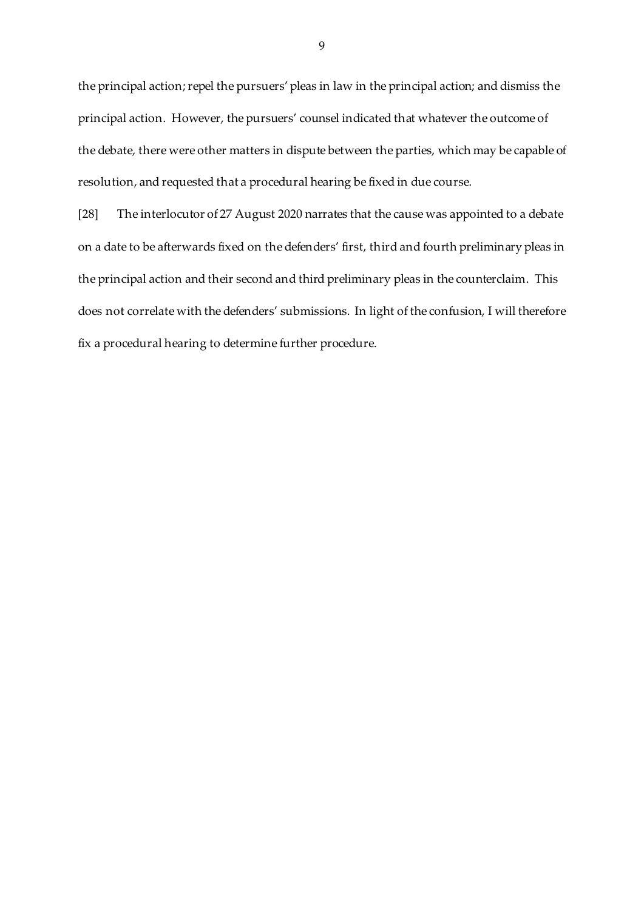the principal action; repel the pursuers' pleas in law in the principal action; and dismiss the principal action. However, the pursuers' counsel indicated that whatever the outcome of the debate, there were other matters in dispute between the parties, which may be capable of resolution, and requested that a procedural hearing be fixed in due course.

[28] The interlocutor of 27 August 2020 narrates that the cause was appointed to a debate on a date to be afterwards fixed on the defenders' first, third and fourth preliminary pleas in the principal action and their second and third preliminary pleas in the counterclaim. This does not correlate with the defenders' submissions. In light of the confusion, I will therefore fix a procedural hearing to determine further procedure.